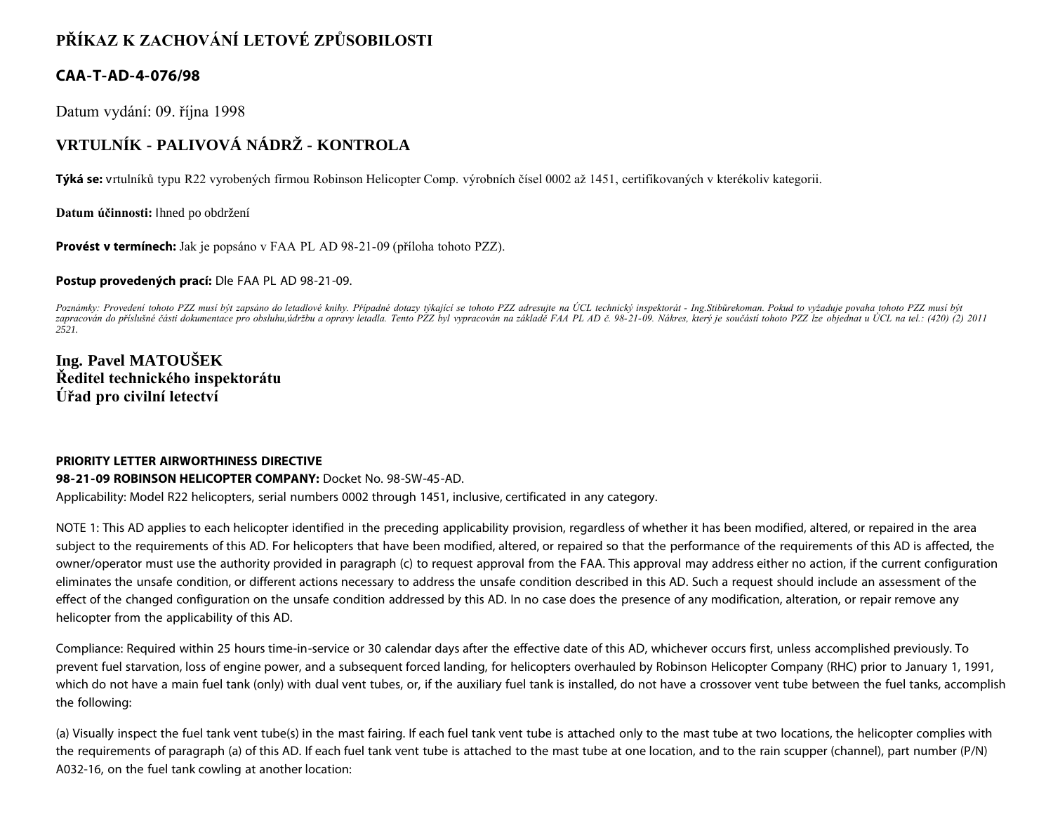# PŘÍKAZ K ZACHOVÁNÍ LETOVÉ ZPŮSOBILOSTI

## CAA-T-AD-4-076/98

Datum vydání: 09. října 1998

## VRTULNÍK - PALIVOVÁ NÁDRŽ - KONTROLA

**Týká se:** vrtulníků typu R22 vyrobených firmou Robinson Helicopter Comp. výrobních čísel 0002 až 1451, certifikovaných v kterékoliv kategorii.

**Datum účinnosti:** Ihned po obdržení

**Provést v termínech:** Jak je popsáno v FAA PL AD 98-21-09 (příloha tohoto PZZ).

**Postup provedených prací:** Dle FAA PL AD 98-21-09.

*Poznámky: Provedení tohoto PZZ musí být zapsáno do letadlové knihy. Případné dotazy týkající se tohoto PZZ adresujte na ÚCL technický inspektorát - Ing.Stibůrekoman. Pokud to vyžaduje povaha tohoto PZZ musí být zapracován do příslušné části dokumentace pro obsluhu,údržbu a opravy letadla. Tento PZZ byl vypracován na základě FAA PL AD č. 98-21-09. Nákres, který je součástí tohoto PZZ lze objednat u ÚCL na tel.: (420) (2) 2011 2521.*

**Ing. Pavel MATOUŠEK**
**Ředitel technického inspektorátu**
**Úřad pro civilní letectví**

**PRIORITY LETTER AIRWORTHINESS DIRECTIVE**
**98-21-09 ROBINSON HELICOPTER COMPANY:** Docket No. 98-SW-45-AD.
Applicability: Model R22 helicopters, serial numbers 0002 through 1451, inclusive, certificated in any category.

NOTE 1: This AD applies to each helicopter identified in the preceding applicability provision, regardless of whether it has been modified, altered, or repaired in the area subject to the requirements of this AD. For helicopters that have been modified, altered, or repaired so that the performance of the requirements of this AD is affected, the owner/operator must use the authority provided in paragraph (c) to request approval from the FAA. This approval may address either no action, if the current configuration eliminates the unsafe condition, or different actions necessary to address the unsafe condition described in this AD. Such a request should include an assessment of the effect of the changed configuration on the unsafe condition addressed by this AD. In no case does the presence of any modification, alteration, or repair remove any helicopter from the applicability of this AD.

Compliance: Required within 25 hours time-in-service or 30 calendar days after the effective date of this AD, whichever occurs first, unless accomplished previously. To prevent fuel starvation, loss of engine power, and a subsequent forced landing, for helicopters overhauled by Robinson Helicopter Company (RHC) prior to January 1, 1991, which do not have a main fuel tank (only) with dual vent tubes, or, if the auxiliary fuel tank is installed, do not have a crossover vent tube between the fuel tanks, accomplish the following:

(a) Visually inspect the fuel tank vent tube(s) in the mast fairing. If each fuel tank vent tube is attached only to the mast tube at two locations, the helicopter complies with the requirements of paragraph (a) of this AD. If each fuel tank vent tube is attached to the mast tube at one location, and to the rain scupper (channel), part number (P/N) A032-16, on the fuel tank cowling at another location: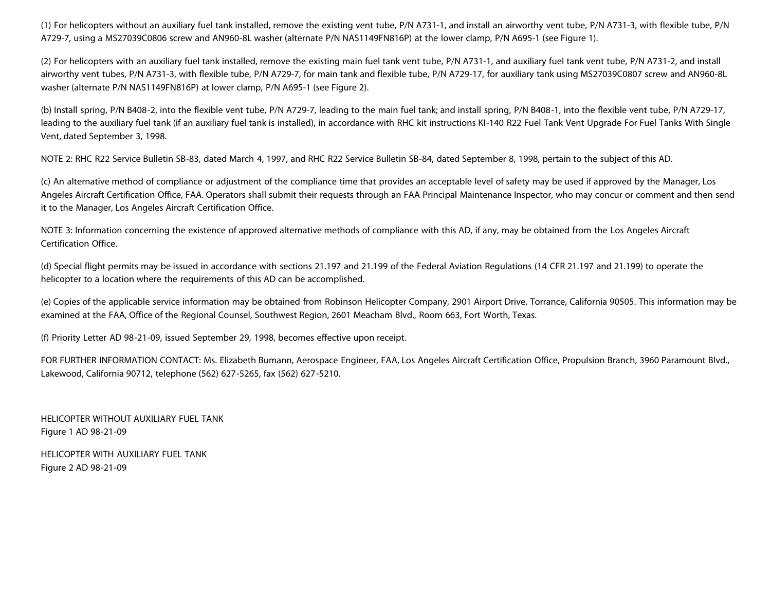(1) For helicopters without an auxiliary fuel tank installed, remove the existing vent tube, P/N A731-1, and install an airworthy vent tube, P/N A731-3, with flexible tube, P/N A729-7, using a MS27039C0806 screw and AN960-8L washer (alternate P/N NAS1149FN816P) at the lower clamp, P/N A695-1 (see Figure 1).

(2) For helicopters with an auxiliary fuel tank installed, remove the existing main fuel tank vent tube, P/N A731-1, and auxiliary fuel tank vent tube, P/N A731-2, and install airworthy vent tubes, P/N A731-3, with flexible tube, P/N A729-7, for main tank and flexible tube, P/N A729-17, for auxiliary tank using MS27039C0807 screw and AN960-8L washer (alternate P/N NAS1149FN816P) at lower clamp, P/N A695-1 (see Figure 2).

(b) Install spring, P/N B408-2, into the flexible vent tube, P/N A729-7, leading to the main fuel tank; and install spring, P/N B408-1, into the flexible vent tube, P/N A729-17, leading to the auxiliary fuel tank (if an auxiliary fuel tank is installed), in accordance with RHC kit instructions KI-140 R22 Fuel Tank Vent Upgrade For Fuel Tanks With Single Vent, dated September 3, 1998.

NOTE 2: RHC R22 Service Bulletin SB-83, dated March 4, 1997, and RHC R22 Service Bulletin SB-84, dated September 8, 1998, pertain to the subject of this AD.

(c) An alternative method of compliance or adjustment of the compliance time that provides an acceptable level of safety may be used if approved by the Manager, Los Angeles Aircraft Certification Office, FAA. Operators shall submit their requests through an FAA Principal Maintenance Inspector, who may concur or comment and then send it to the Manager, Los Angeles Aircraft Certification Office.

NOTE 3: Information concerning the existence of approved alternative methods of compliance with this AD, if any, may be obtained from the Los Angeles Aircraft Certification Office.

(d) Special flight permits may be issued in accordance with sections 21.197 and 21.199 of the Federal Aviation Regulations (14 CFR 21.197 and 21.199) to operate the helicopter to a location where the requirements of this AD can be accomplished.

(e) Copies of the applicable service information may be obtained from Robinson Helicopter Company, 2901 Airport Drive, Torrance, California 90505. This information may be examined at the FAA, Office of the Regional Counsel, Southwest Region, 2601 Meacham Blvd., Room 663, Fort Worth, Texas.

(f) Priority Letter AD 98-21-09, issued September 29, 1998, becomes effective upon receipt.

FOR FURTHER INFORMATION CONTACT: Ms. Elizabeth Bumann, Aerospace Engineer, FAA, Los Angeles Aircraft Certification Office, Propulsion Branch, 3960 Paramount Blvd., Lakewood, California 90712, telephone (562) 627-5265, fax (562) 627-5210.

HELICOPTER WITHOUT AUXILIARY FUEL TANK
Figure 1 AD 98-21-09

HELICOPTER WITH AUXILIARY FUEL TANK
Figure 2 AD 98-21-09